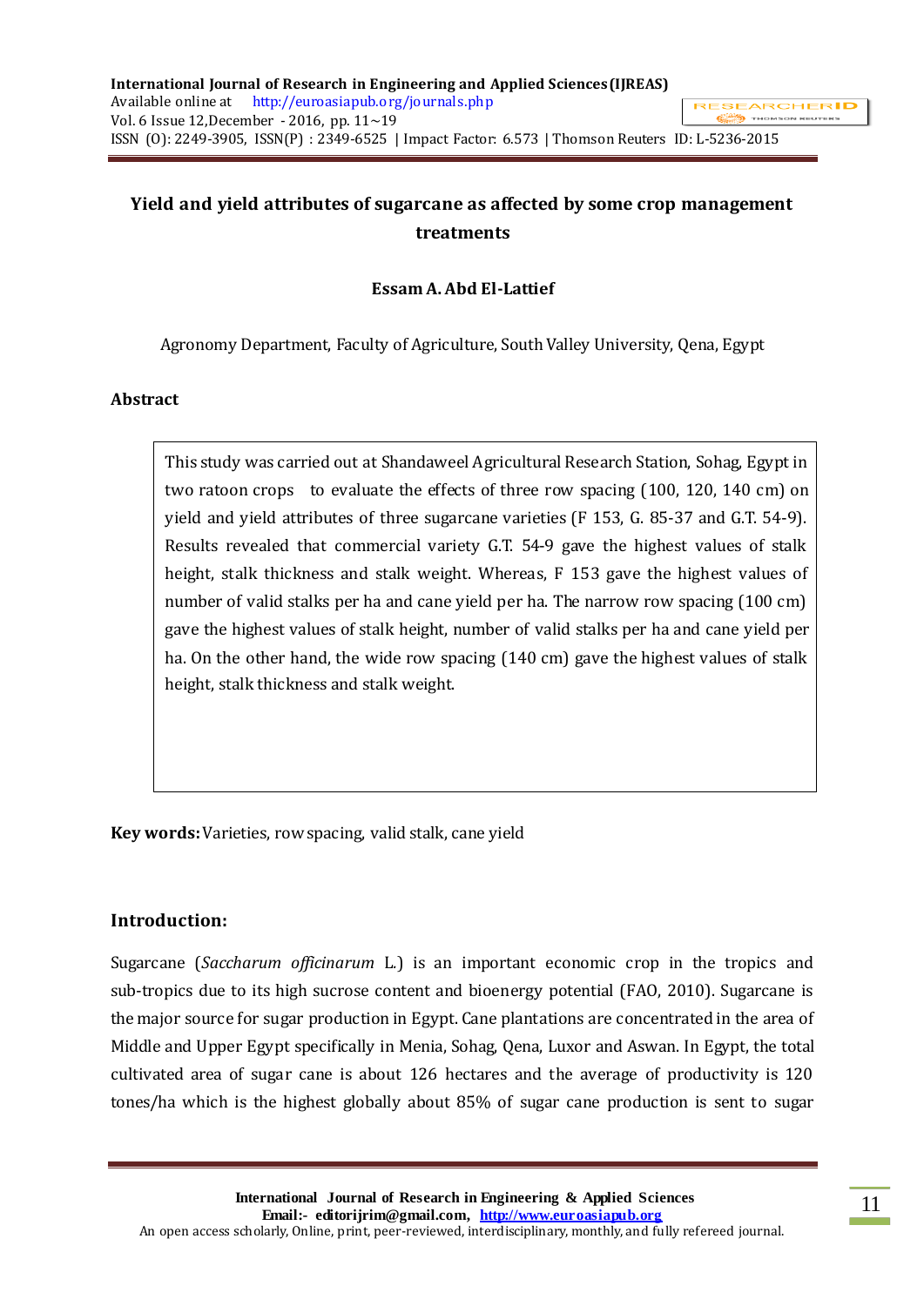# Yield and yield attributes of sugarcane as affected by some crop management treatments

**Essam A. Abd El-Lattief**

Agronomy Department, Faculty of Agriculture, South Valley University, Qena, Egypt

## Abstract

This study was carried out at Shandaweel Agricultural Research Station, Sohag, Egypt in two ratoon crops to evaluate the effects of three row spacing (100, 120, 140 cm) on yield and yield attributes of three sugarcane varieties (F 153, G. 85-37 and G.T. 54-9). Results revealed that commercial variety G.T. 54-9 gave the highest values of stalk height, stalk thickness and stalk weight. Whereas, F 153 gave the highest values of number of valid stalks per ha and cane yield per ha. The narrow row spacing (100 cm) gave the highest values of stalk height, number of valid stalks per ha and cane yield per ha. On the other hand, the wide row spacing (140 cm) gave the highest values of stalk height, stalk thickness and stalk weight.

**Key words:** Varieties, row spacing, valid stalk, cane yield

## Introduction:

Sugarcane (*Saccharum officinarum* L.) is an important economic crop in the tropics and sub-tropics due to its high sucrose content and bioenergy potential (FAO, 2010). Sugarcane is the major source for sugar production in Egypt. Cane plantations are concentrated in the area of Middle and Upper Egypt specifically in Menia, Sohag, Qena, Luxor and Aswan. In Egypt, the total cultivated area of sugar cane is about 126 hectares and the average of productivity is 120 tones/ha which is the highest globally about 85% of sugar cane production is sent to sugar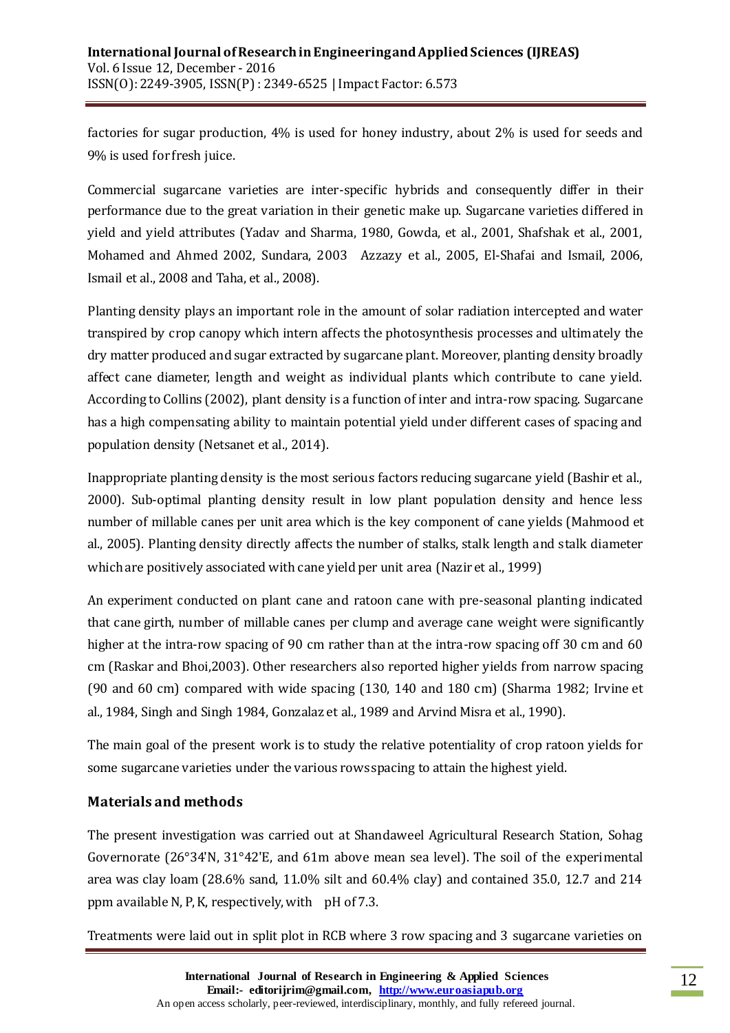factories for sugar production, 4% is used for honey industry, about 2% is used for seeds and 9% is used for fresh juice.

Commercial sugarcane varieties are inter-specific hybrids and consequently differ in their performance due to the great variation in their genetic make up. Sugarcane varieties differed in yield and yield attributes (Yadav and Sharma, 1980, Gowda, et al., 2001, Shafshak et al., 2001, Mohamed and Ahmed 2002, Sundara, 2003 Azzazy et al., 2005, El-Shafai and Ismail, 2006, Ismail et al., 2008 and Taha, et al., 2008).

Planting density plays an important role in the amount of solar radiation intercepted and water transpired by crop canopy which intern affects the photosynthesis processes and ultimately the dry matter produced and sugar extracted by sugarcane plant. Moreover, planting density broadly affect cane diameter, length and weight as individual plants which contribute to cane yield. According to Collins (2002), plant density is a function of inter and intra-row spacing. Sugarcane has a high compensating ability to maintain potential yield under different cases of spacing and population density (Netsanet et al., 2014).

Inappropriate planting density is the most serious factors reducing sugarcane yield (Bashir et al., 2000). Sub-optimal planting density result in low plant population density and hence less number of millable canes per unit area which is the key component of cane yields (Mahmood et al., 2005). Planting density directly affects the number of stalks, stalk length and stalk diameter which are positively associated with cane yield per unit area (Nazir et al., 1999)

An experiment conducted on plant cane and ratoon cane with pre-seasonal planting indicated that cane girth, number of millable canes per clump and average cane weight were significantly higher at the intra-row spacing of 90 cm rather than at the intra-row spacing off 30 cm and 60 cm (Raskar and Bhoi,2003). Other researchers also reported higher yields from narrow spacing (90 and 60 cm) compared with wide spacing (130, 140 and 180 cm) (Sharma 1982; Irvine et al., 1984, Singh and Singh 1984, Gonzalaz et al., 1989 and Arvind Misra et al., 1990).

The main goal of the present work is to study the relative potentiality of crop ratoon yields for some sugarcane varieties under the various rows spacing to attain the highest yield.

## Materials and methods

The present investigation was carried out at Shandaweel Agricultural Research Station, Sohag Governorate (26°34'N, 31°42'E, and 61m above mean sea level). The soil of the experimental area was clay loam (28.6% sand, 11.0% silt and 60.4% clay) and contained 35.0, 12.7 and 214 ppm available N, P, K, respectively, with pH of 7.3.

Treatments were laid out in split plot in RCB where 3 row spacing and 3 sugarcane varieties on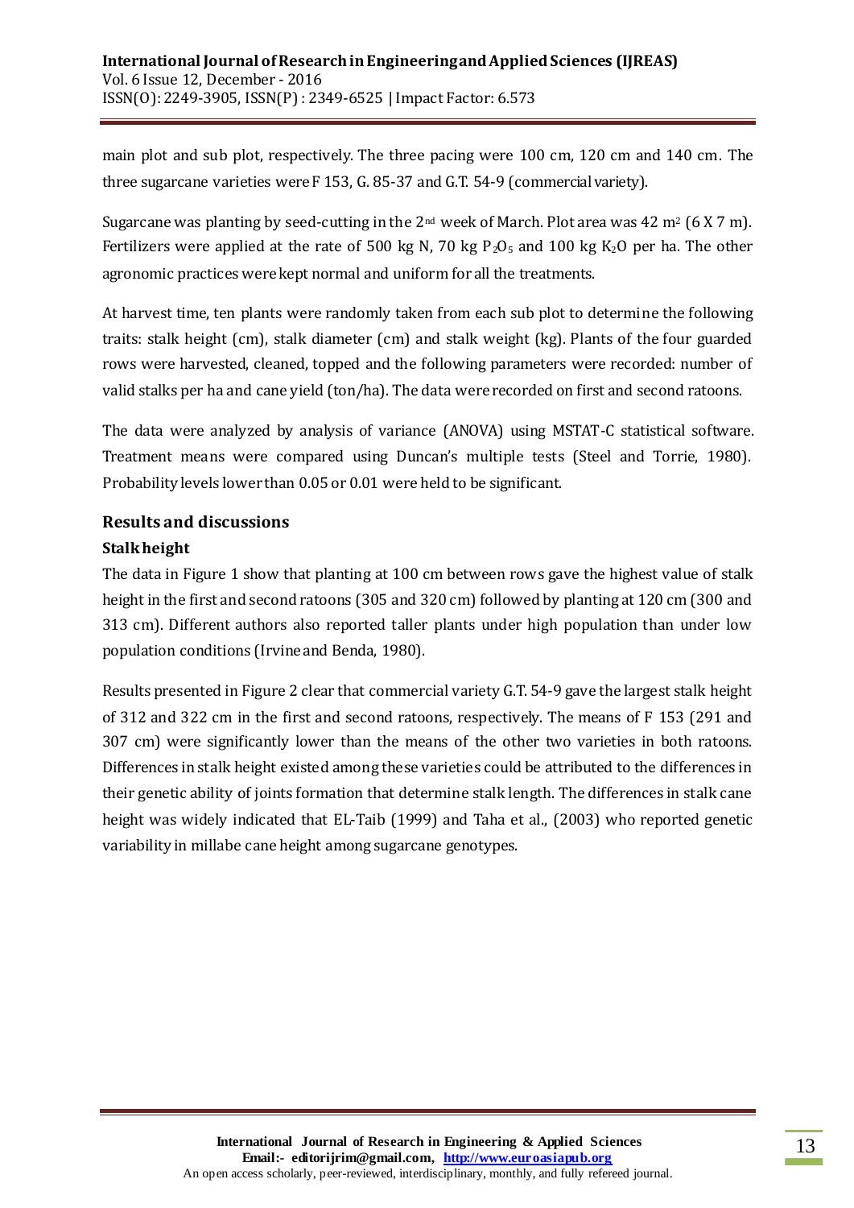main plot and sub plot, respectively. The three pacing were 100 cm, 120 cm and 140 cm. The three sugarcane varieties were F 153, G. 85-37 and G.T. 54-9 (commercial variety).

Sugarcane was planting by seed-cutting in the 2nd week of March. Plot area was 42 m$^2$ (6 X 7 m). Fertilizers were applied at the rate of 500 kg N, 70 kg $P_2O_5$ and 100 kg $K_2O$ per ha. The other agronomic practices were kept normal and uniform for all the treatments.

At harvest time, ten plants were randomly taken from each sub plot to determine the following traits: stalk height (cm), stalk diameter (cm) and stalk weight (kg). Plants of the four guarded rows were harvested, cleaned, topped and the following parameters were recorded: number of valid stalks per ha and cane yield (ton/ha). The data were recorded on first and second ratoons.

The data were analyzed by analysis of variance (ANOVA) using MSTAT-C statistical software. Treatment means were compared using Duncan's multiple tests (Steel and Torrie, 1980). Probability levels lower than 0.05 or 0.01 were held to be significant.

## Results and discussions

### Stalk height

The data in Figure 1 show that planting at 100 cm between rows gave the highest value of stalk height in the first and second ratoons (305 and 320 cm) followed by planting at 120 cm (300 and 313 cm). Different authors also reported taller plants under high population than under low population conditions (Irvine and Benda, 1980).

Results presented in Figure 2 clear that commercial variety G.T. 54-9 gave the largest stalk height of 312 and 322 cm in the first and second ratoons, respectively. The means of F 153 (291 and 307 cm) were significantly lower than the means of the other two varieties in both ratoons. Differences in stalk height existed among these varieties could be attributed to the differences in their genetic ability of joints formation that determine stalk length. The differences in stalk cane height was widely indicated that EL-Taib (1999) and Taha et al., (2003) who reported genetic variability in millabe cane height among sugarcane genotypes.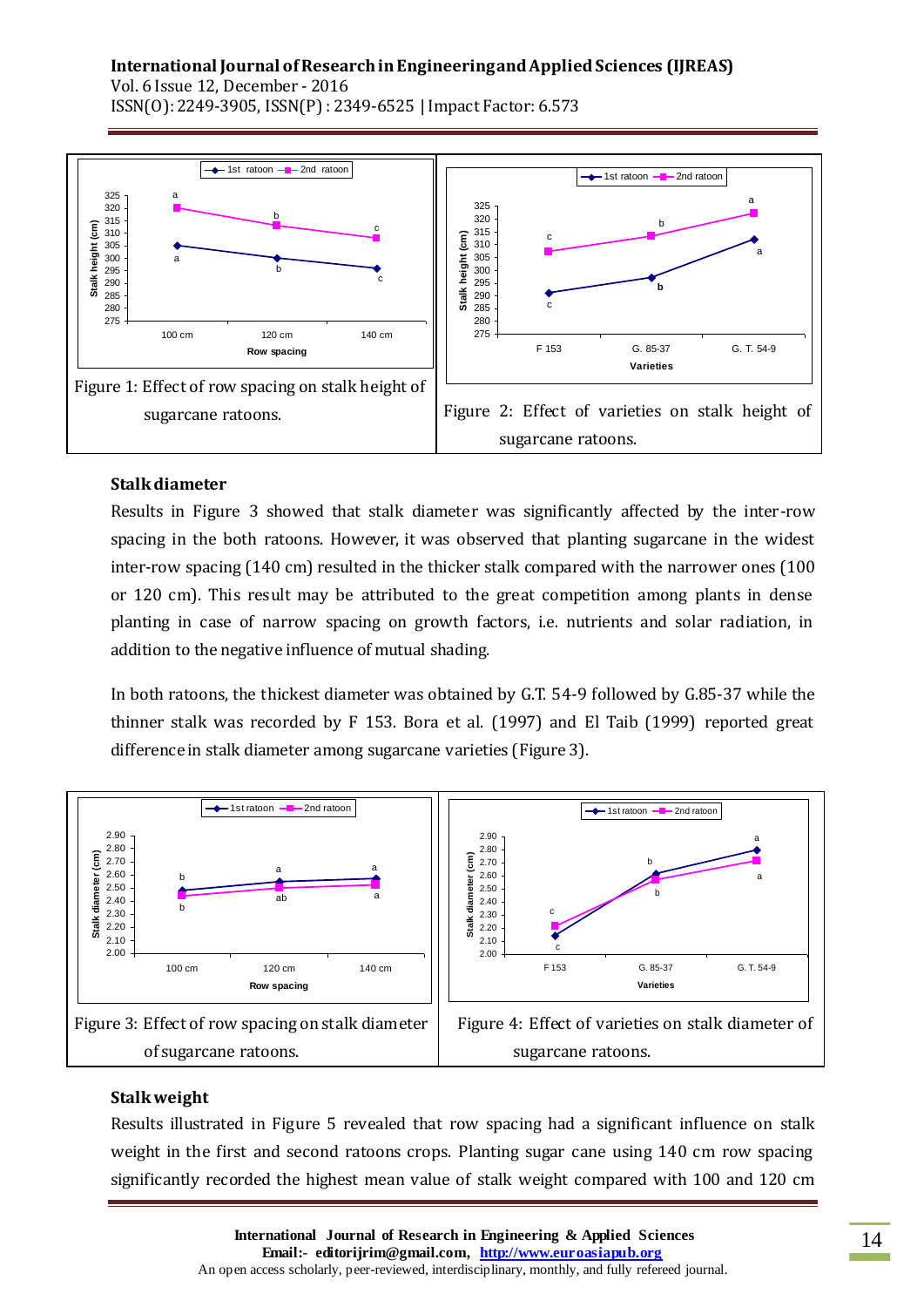Figure 1: Effect of row spacing on stalk height of sugarcane ratoons.

Figure 2: Effect of varieties on stalk height of sugarcane ratoons.

### Stalk diameter

Results in Figure 3 showed that stalk diameter was significantly affected by the inter-row spacing in the both ratoons. However, it was observed that planting sugarcane in the widest inter-row spacing (140 cm) resulted in the thicker stalk compared with the narrower ones (100 or 120 cm). This result may be attributed to the great competition among plants in dense planting in case of narrow spacing on growth factors, i.e. nutrients and solar radiation, in addition to the negative influence of mutual shading.

In both ratoons, the thickest diameter was obtained by G.T. 54-9 followed by G.85-37 while the thinner stalk was recorded by F 153. Bora et al. (1997) and El Taib (1999) reported great difference in stalk diameter among sugarcane varieties (Figure 3).

Figure 3: Effect of row spacing on stalk diameter of sugarcane ratoons.

Figure 4: Effect of varieties on stalk diameter of sugarcane ratoons.

### Stalk weight

Results illustrated in Figure 5 revealed that row spacing had a significant influence on stalk weight in the first and second ratoons crops. Planting sugar cane using 140 cm row spacing significantly recorded the highest mean value of stalk weight compared with 100 and 120 cm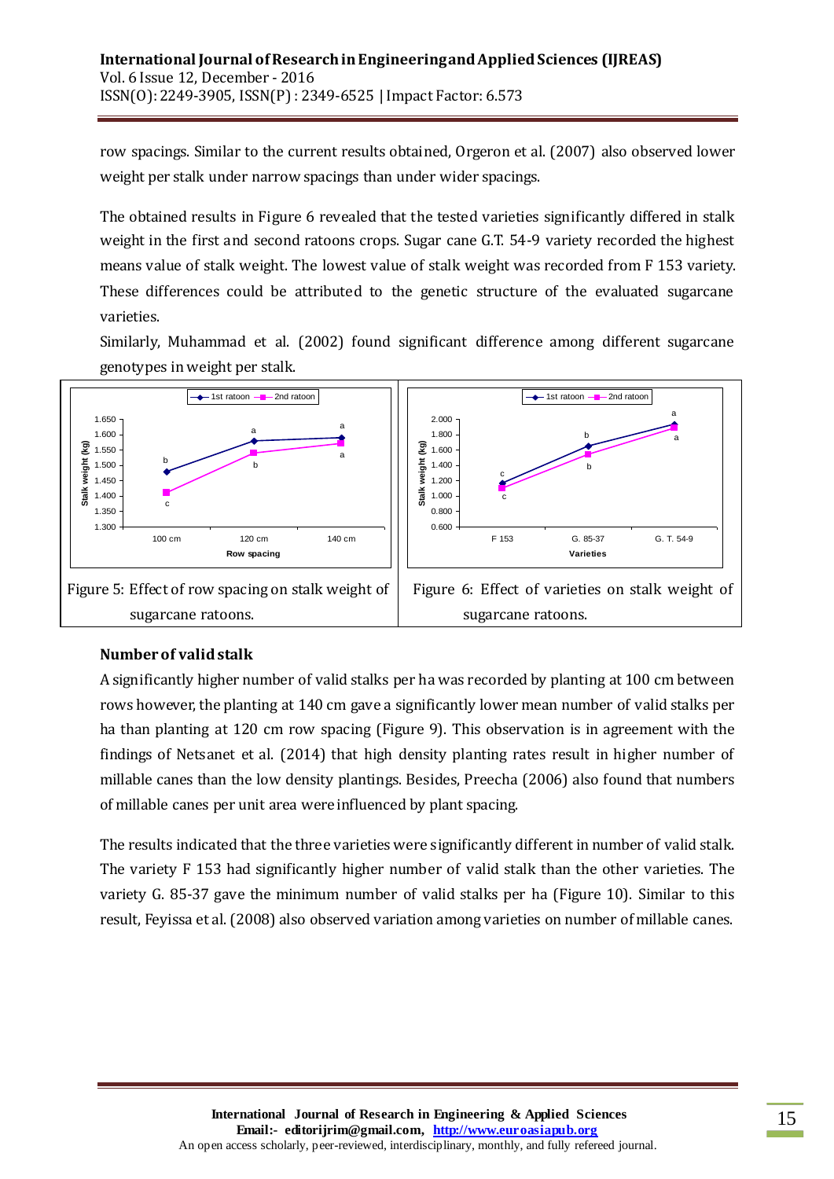row spacings. Similar to the current results obtained, Orgeron et al. (2007) also observed lower weight per stalk under narrow spacings than under wider spacings.

The obtained results in Figure 6 revealed that the tested varieties significantly differed in stalk weight in the first and second ratoons crops. Sugar cane G.T. 54-9 variety recorded the highest means value of stalk weight. The lowest value of stalk weight was recorded from F 153 variety. These differences could be attributed to the genetic structure of the evaluated sugarcane varieties.

Similarly, Muhammad et al. (2002) found significant difference among different sugarcane genotypes in weight per stalk.

Figure 5: Effect of row spacing on stalk weight of sugarcane ratoons.

Figure 6: Effect of varieties on stalk weight of sugarcane ratoons.

### Number of valid stalk

A significantly higher number of valid stalks per ha was recorded by planting at 100 cm between rows however, the planting at 140 cm gave a significantly lower mean number of valid stalks per ha than planting at 120 cm row spacing (Figure 9). This observation is in agreement with the findings of Netsanet et al. (2014) that high density planting rates result in higher number of millable canes than the low density plantings. Besides, Preecha (2006) also found that numbers of millable canes per unit area were influenced by plant spacing.

The results indicated that the three varieties were significantly different in number of valid stalk. The variety F 153 had significantly higher number of valid stalk than the other varieties. The variety G. 85-37 gave the minimum number of valid stalks per ha (Figure 10). Similar to this result, Feyissa et al. (2008) also observed variation among varieties on number of millable canes.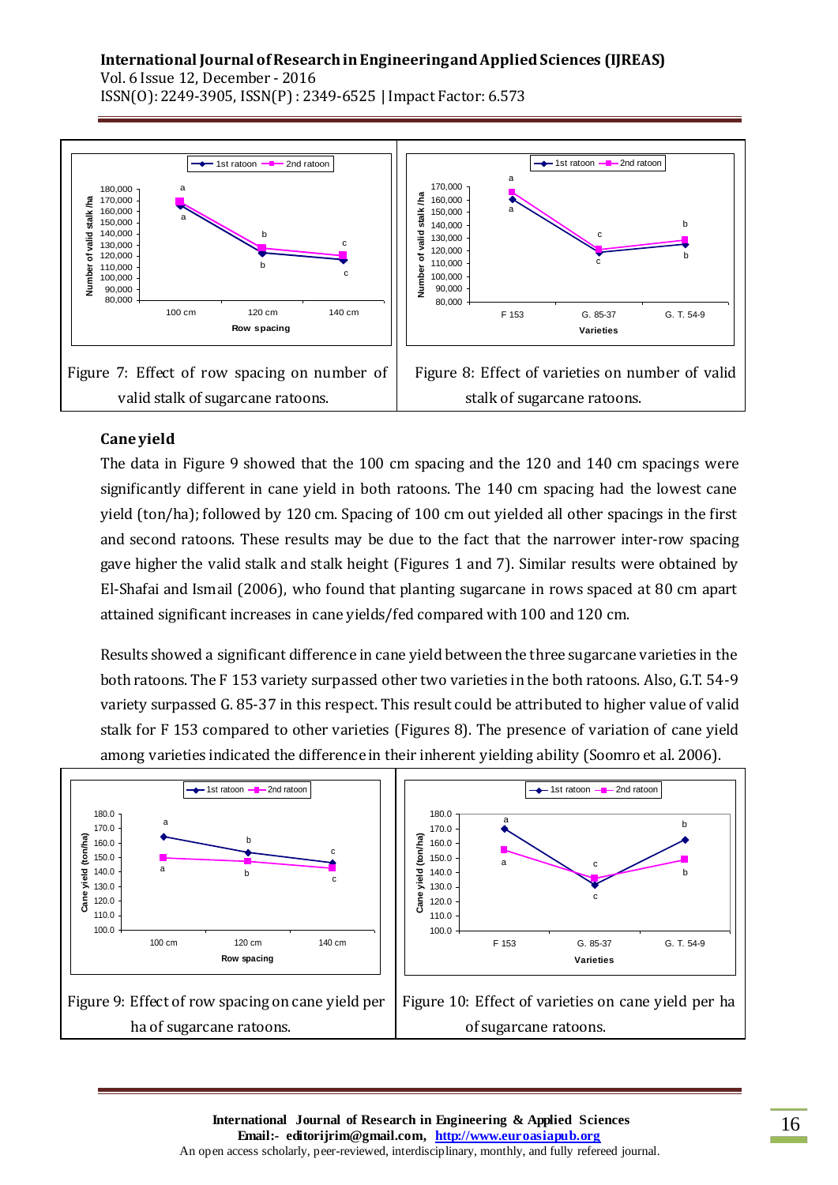Figure 7: Effect of row spacing on number of valid stalk of sugarcane ratoons.

Figure 8: Effect of varieties on number of valid stalk of sugarcane ratoons.

## Cane yield

The data in Figure 9 showed that the 100 cm spacing and the 120 and 140 cm spacings were significantly different in cane yield in both ratoons. The 140 cm spacing had the lowest cane yield (ton/ha); followed by 120 cm. Spacing of 100 cm out yielded all other spacings in the first and second ratoons. These results may be due to the fact that the narrower inter-row spacing gave higher the valid stalk and stalk height (Figures 1 and 7). Similar results were obtained by El-Shafai and Ismail (2006), who found that planting sugarcane in rows spaced at 80 cm apart attained significant increases in cane yields/fed compared with 100 and 120 cm.

Results showed a significant difference in cane yield between the three sugarcane varieties in the both ratoons. The F 153 variety surpassed other two varieties in the both ratoons. Also, G.T. 54-9 variety surpassed G. 85-37 in this respect. This result could be attributed to higher value of valid stalk for F 153 compared to other varieties (Figures 8). The presence of variation of cane yield among varieties indicated the difference in their inherent yielding ability (Soomro et al. 2006).

Figure 9: Effect of row spacing on cane yield per ha of sugarcane ratoons.

Figure 10: Effect of varieties on cane yield per ha of sugarcane ratoons.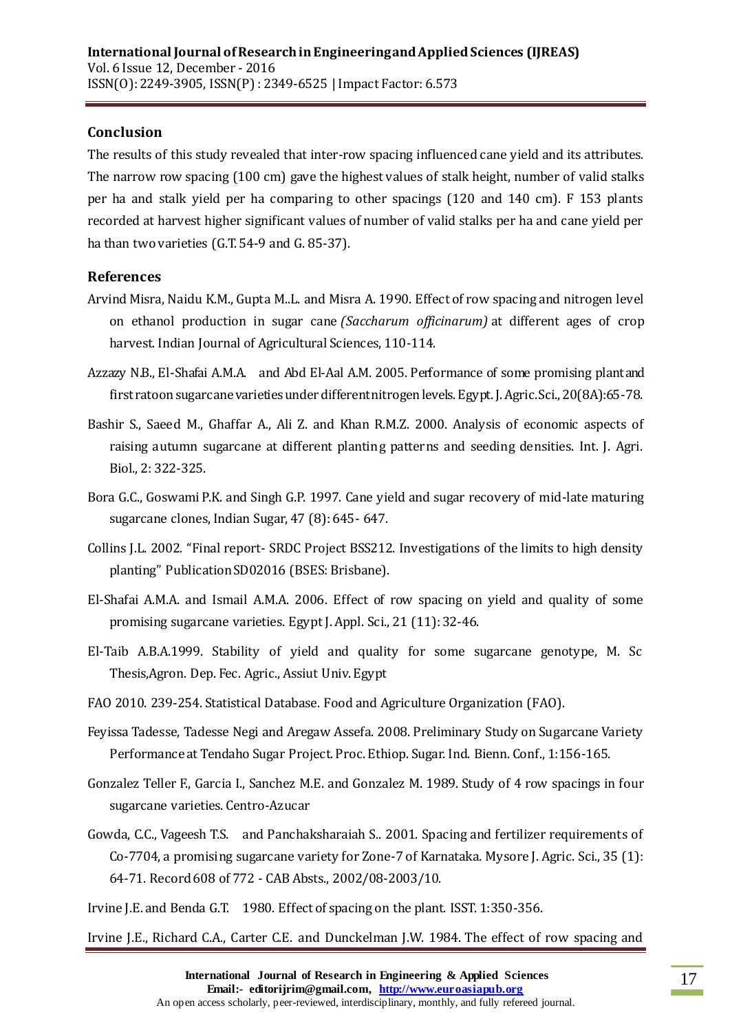## Conclusion

The results of this study revealed that inter-row spacing influenced cane yield and its attributes. The narrow row spacing (100 cm) gave the highest values of stalk height, number of valid stalks per ha and stalk yield per ha comparing to other spacings (120 and 140 cm). F 153 plants recorded at harvest higher significant values of number of valid stalks per ha and cane yield per ha than two varieties (G.T. 54-9 and G. 85-37).

## References

Arvind Misra, Naidu K.M., Gupta M..L. and Misra A. 1990. Effect of row spacing and nitrogen level on ethanol production in sugar cane *(Saccharum officinarum)* at different ages of crop harvest. Indian Journal of Agricultural Sciences, 110-114.

Azzazy N.B., El-Shafai A.M.A. and Abd El-Aal A.M. 2005. Performance of some promising plant and first ratoon sugarcane varieties under different nitrogen levels. Egypt. J. Agric. Sci., 20(8A):65-78.

Bashir S., Saeed M., Ghaffar A., Ali Z. and Khan R.M.Z. 2000. Analysis of economic aspects of raising autumn sugarcane at different planting patterns and seeding densities. Int. J. Agri. Biol., 2: 322-325.

Bora G.C., Goswami P.K. and Singh G.P. 1997. Cane yield and sugar recovery of mid-late maturing sugarcane clones, Indian Sugar, 47 (8): 645- 647.

Collins J.L. 2002. "Final report- SRDC Project BSS212. Investigations of the limits to high density planting" Publication SD02016 (BSES: Brisbane).

El-Shafai A.M.A. and Ismail A.M.A. 2006. Effect of row spacing on yield and quality of some promising sugarcane varieties. Egypt J. Appl. Sci., 21 (11): 32-46.

El-Taib A.B.A.1999. Stability of yield and quality for some sugarcane genotype, M. Sc Thesis,Agron. Dep. Fec. Agric., Assiut Univ. Egypt

FAO 2010. 239-254. Statistical Database. Food and Agriculture Organization (FAO).

Feyissa Tadesse, Tadesse Negi and Aregaw Assefa. 2008. Preliminary Study on Sugarcane Variety Performance at Tendaho Sugar Project. Proc. Ethiop. Sugar. Ind. Bienn. Conf., 1:156-165.

Gonzalez Teller F., Garcia I., Sanchez M.E. and Gonzalez M. 1989. Study of 4 row spacings in four sugarcane varieties. Centro-Azucar

Gowda, C.C., Vageesh T.S. and Panchaksharaiah S.. 2001. Spacing and fertilizer requirements of Co-7704, a promising sugarcane variety for Zone-7 of Karnataka. Mysore J. Agric. Sci., 35 (1): 64-71. Record 608 of 772 - CAB Absts., 2002/08-2003/10.

Irvine J.E. and Benda G.T. 1980. Effect of spacing on the plant. ISST. 1:350-356.

Irvine J.E., Richard C.A., Carter C.E. and Dunckelman J.W. 1984. The effect of row spacing and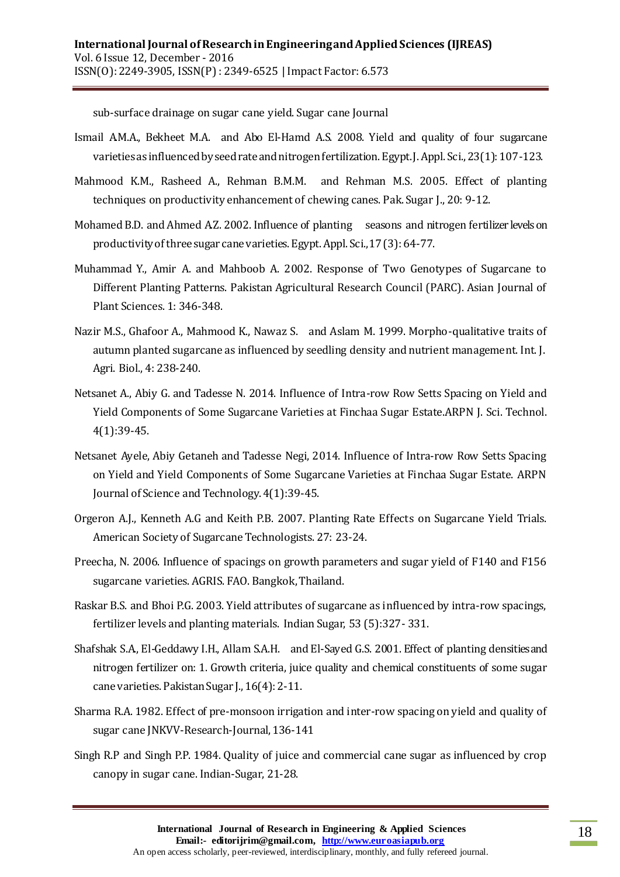sub-surface drainage on sugar cane yield. Sugar cane Journal

Ismail A.M.A., Bekheet M.A. and Abo El-Hamd A.S. 2008. Yield and quality of four sugarcane varieties as influenced by seed rate and nitrogen fertilization. Egypt. J. Appl. Sci., 23(1): 107-123.

Mahmood K.M., Rasheed A., Rehman B.M.M. and Rehman M.S. 2005. Effect of planting techniques on productivity enhancement of chewing canes. Pak. Sugar J., 20: 9-12.

Mohamed B.D. and Ahmed A.Z. 2002. Influence of planting seasons and nitrogen fertilizer levels on productivity of three sugar cane varieties. Egypt. Appl. Sci., 17 (3): 64-77.

Muhammad Y., Amir A. and Mahboob A. 2002. Response of Two Genotypes of Sugarcane to Different Planting Patterns. Pakistan Agricultural Research Council (PARC). Asian Journal of Plant Sciences. 1: 346-348.

Nazir M.S., Ghafoor A., Mahmood K., Nawaz S. and Aslam M. 1999. Morpho-qualitative traits of autumn planted sugarcane as influenced by seedling density and nutrient management. Int. J. Agri. Biol., 4: 238-240.

Netsanet A., Abiy G. and Tadesse N. 2014. Influence of Intra-row Row Setts Spacing on Yield and Yield Components of Some Sugarcane Varieties at Finchaa Sugar Estate.ARPN J. Sci. Technol. 4(1):39-45.

Netsanet Ayele, Abiy Getaneh and Tadesse Negi, 2014. Influence of Intra-row Row Setts Spacing on Yield and Yield Components of Some Sugarcane Varieties at Finchaa Sugar Estate. ARPN Journal of Science and Technology. 4(1):39-45.

Orgeron A.J., Kenneth A.G and Keith P.B. 2007. Planting Rate Effects on Sugarcane Yield Trials. American Society of Sugarcane Technologists. 27: 23-24.

Preecha, N. 2006. Influence of spacings on growth parameters and sugar yield of F140 and F156 sugarcane varieties. AGRIS. FAO. Bangkok, Thailand.

Raskar B.S. and Bhoi P.G. 2003. Yield attributes of sugarcane as influenced by intra-row spacings, fertilizer levels and planting materials. Indian Sugar, 53 (5):327- 331.

Shafshak S.A, El-Geddawy I.H., Allam S.A.H. and El-Sayed G.S. 2001. Effect of planting densities and nitrogen fertilizer on: 1. Growth criteria, juice quality and chemical constituents of some sugar cane varieties. Pakistan Sugar J., 16(4): 2-11.

Sharma R.A. 1982. Effect of pre-monsoon irrigation and inter-row spacing on yield and quality of sugar cane JNKVV-Research-Journal, 136-141

Singh R.P and Singh P.P. 1984. Quality of juice and commercial cane sugar as influenced by crop canopy in sugar cane. Indian-Sugar, 21-28.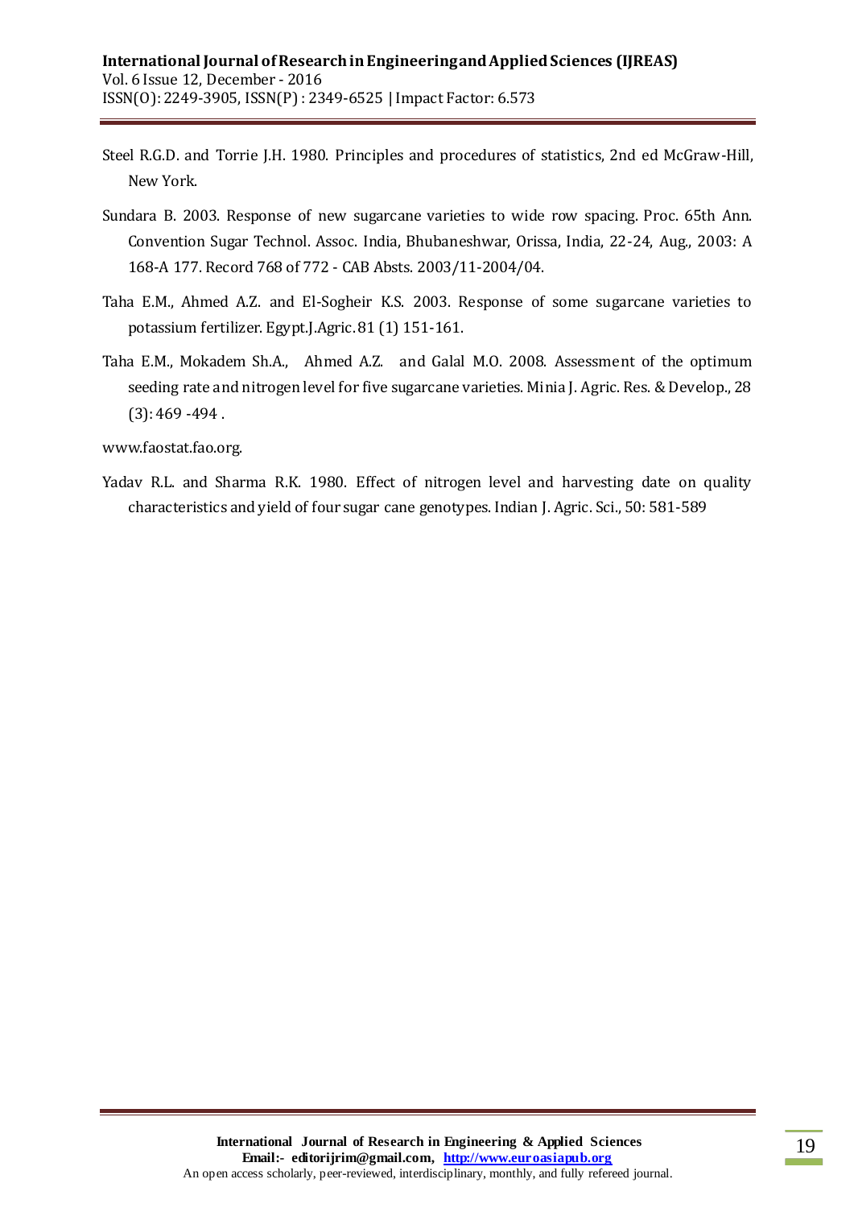Steel R.G.D. and Torrie J.H. 1980. Principles and procedures of statistics, 2nd ed McGraw-Hill, New York.

Sundara B. 2003. Response of new sugarcane varieties to wide row spacing. Proc. 65th Ann. Convention Sugar Technol. Assoc. India, Bhubaneshwar, Orissa, India, 22-24, Aug., 2003: A 168-A 177. Record 768 of 772 - CAB Absts. 2003/11-2004/04.

Taha E.M., Ahmed A.Z. and El-Sogheir K.S. 2003. Response of some sugarcane varieties to potassium fertilizer. Egypt.J.Agric. 81 (1) 151-161.

Taha E.M., Mokadem Sh.A., Ahmed A.Z. and Galal M.O. 2008. Assessment of the optimum seeding rate and nitrogen level for five sugarcane varieties. Minia J. Agric. Res. & Develop., 28 (3): 469 -494 .

www.faostat.fao.org.

Yadav R.L. and Sharma R.K. 1980. Effect of nitrogen level and harvesting date on quality characteristics and yield of four sugar cane genotypes. Indian J. Agric. Sci., 50: 581-589